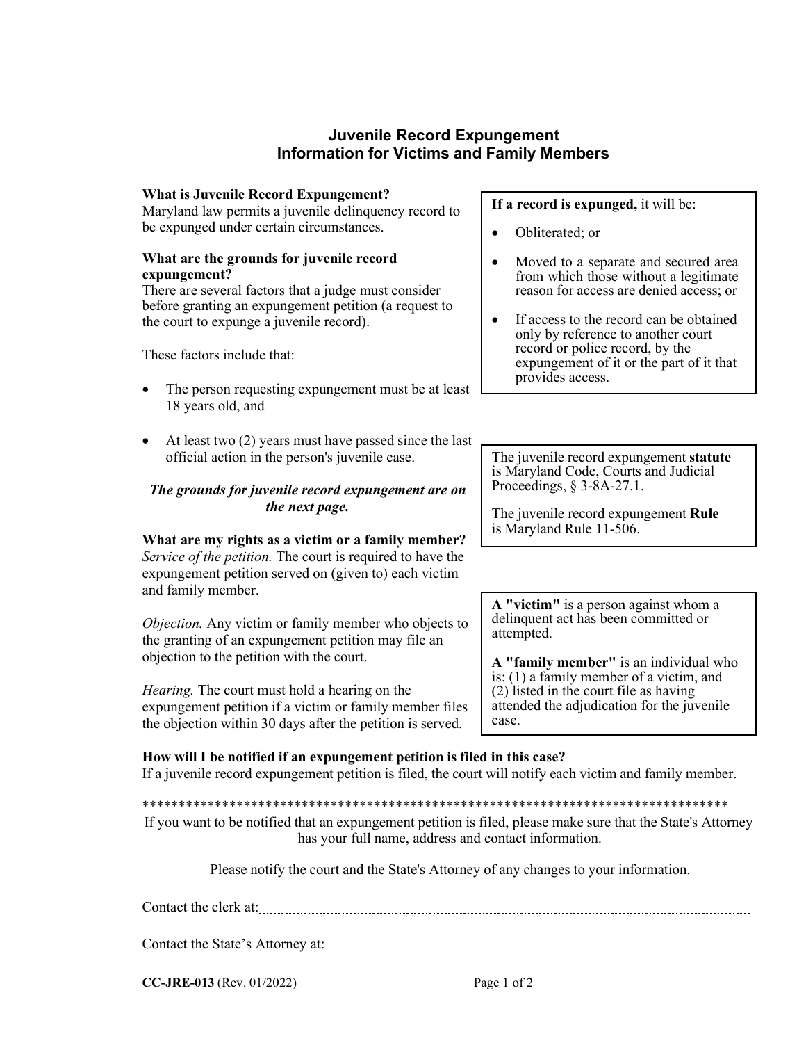# Juvenile Record Expungement
## Information for Victims and Family Members

**What is Juvenile Record Expungement?**
Maryland law permits a juvenile delinquency record to be expunged under certain circumstances.

**What are the grounds for juvenile record expungement?**
There are several factors that a judge must consider before granting an expungement petition (a request to the court to expunge a juvenile record).

These factors include that:

- The person requesting expungement must be at least 18 years old, and
- At least two (2) years must have passed since the last official action in the person's juvenile case.

***The grounds for juvenile record expungement are on the next page.***

**What are my rights as a victim or a family member?**
*Service of the petition.* The court is required to have the expungement petition served on (given to) each victim and family member.

*Objection.* Any victim or family member who objects to the granting of an expungement petition may file an objection to the petition with the court.

*Hearing.* The court must hold a hearing on the expungement petition if a victim or family member files the objection within 30 days after the petition is served.

**If a record is expunged,** it will be:

- Obliterated; or
- Moved to a separate and secured area from which those without a legitimate reason for access are denied access; or
- If access to the record can be obtained only by reference to another court record or police record, by the expungement of it or the part of it that provides access.

The juvenile record expungement **statute** is Maryland Code, Courts and Judicial Proceedings, § 3-8A-27.1.

The juvenile record expungement **Rule** is Maryland Rule 11-506.

**A "victim"** is a person against whom a delinquent act has been committed or attempted.

**A "family member"** is an individual who is: (1) a family member of a victim, and (2) listed in the court file as having attended the adjudication for the juvenile case.

**How will I be notified if an expungement petition is filed in this case?**
If a juvenile record expungement petition is filed, the court will notify each victim and family member.

*********************************************************************************

If you want to be notified that an expungement petition is filed, please make sure that the State's Attorney has your full name, address and contact information.

Please notify the court and the State's Attorney of any changes to your information.

Contact the clerk at: ..............................................................................................

Contact the State's Attorney at: ..............................................................................

**CC-JRE-013** (Rev. 01/2022)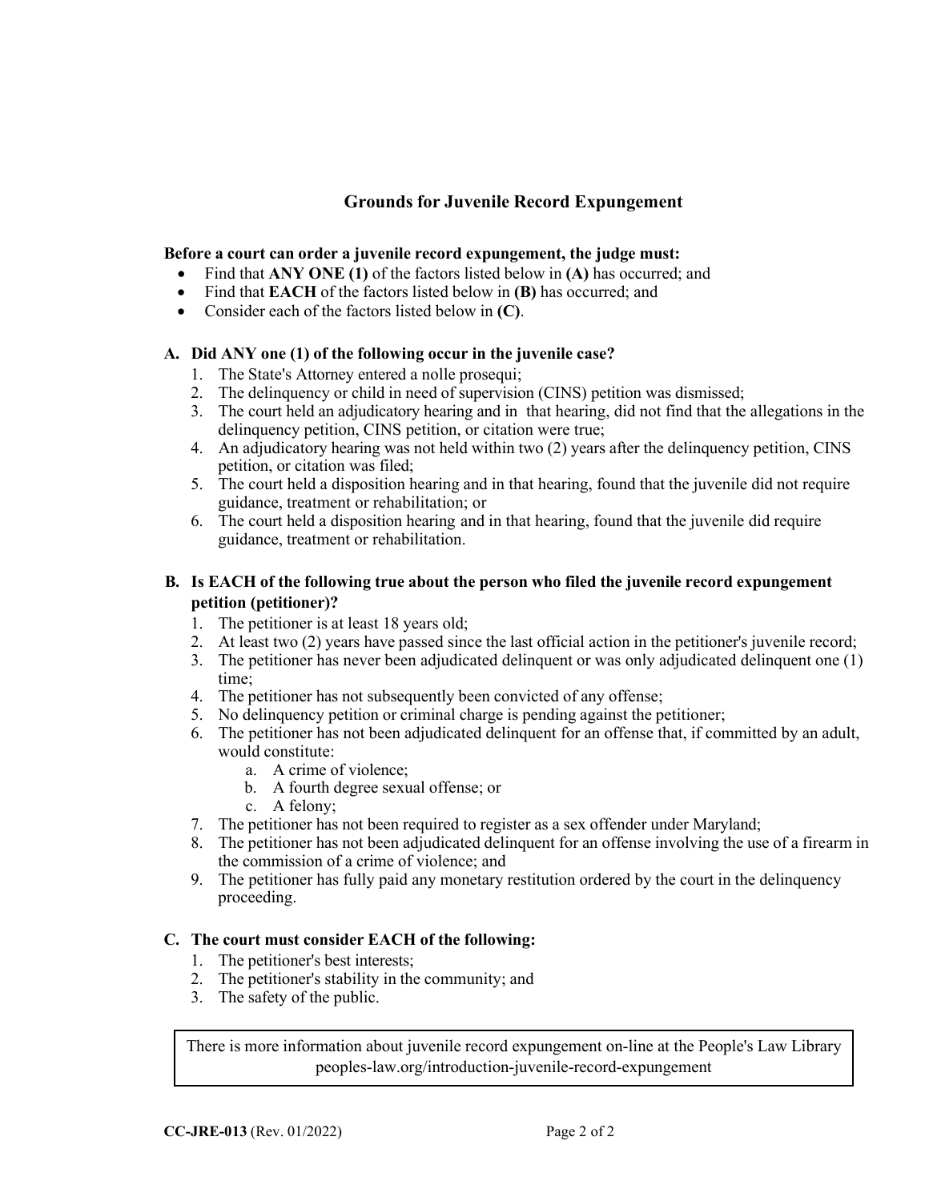# Grounds for Juvenile Record Expungement

**Before a court can order a juvenile record expungement, the judge must:**

- Find that **ANY ONE (1)** of the factors listed below in **(A)** has occurred; and
- Find that **EACH** of the factors listed below in **(B)** has occurred; and
- Consider each of the factors listed below in **(C)**.

**A. Did ANY one (1) of the following occur in the juvenile case?**

1. The State's Attorney entered a nolle prosequi;
2. The delinquency or child in need of supervision (CINS) petition was dismissed;
3. The court held an adjudicatory hearing and in that hearing, did not find that the allegations in the delinquency petition, CINS petition, or citation were true;
4. An adjudicatory hearing was not held within two (2) years after the delinquency petition, CINS petition, or citation was filed;
5. The court held a disposition hearing and in that hearing, found that the juvenile did not require guidance, treatment or rehabilitation; or
6. The court held a disposition hearing and in that hearing, found that the juvenile did require guidance, treatment or rehabilitation.

**B. Is EACH of the following true about the person who filed the juvenile record expungement petition (petitioner)?**

1. The petitioner is at least 18 years old;
2. At least two (2) years have passed since the last official action in the petitioner's juvenile record;
3. The petitioner has never been adjudicated delinquent or was only adjudicated delinquent one (1) time;
4. The petitioner has not subsequently been convicted of any offense;
5. No delinquency petition or criminal charge is pending against the petitioner;
6. The petitioner has not been adjudicated delinquent for an offense that, if committed by an adult, would constitute:
   a. A crime of violence;
   b. A fourth degree sexual offense; or
   c. A felony;
7. The petitioner has not been required to register as a sex offender under Maryland;
8. The petitioner has not been adjudicated delinquent for an offense involving the use of a firearm in the commission of a crime of violence; and
9. The petitioner has fully paid any monetary restitution ordered by the court in the delinquency proceeding.

**C. The court must consider EACH of the following:**

1. The petitioner's best interests;
2. The petitioner's stability in the community; and
3. The safety of the public.

There is more information about juvenile record expungement on-line at the People's Law Library peoples-law.org/introduction-juvenile-record-expungement

**CC-JRE-013** (Rev. 01/2022)